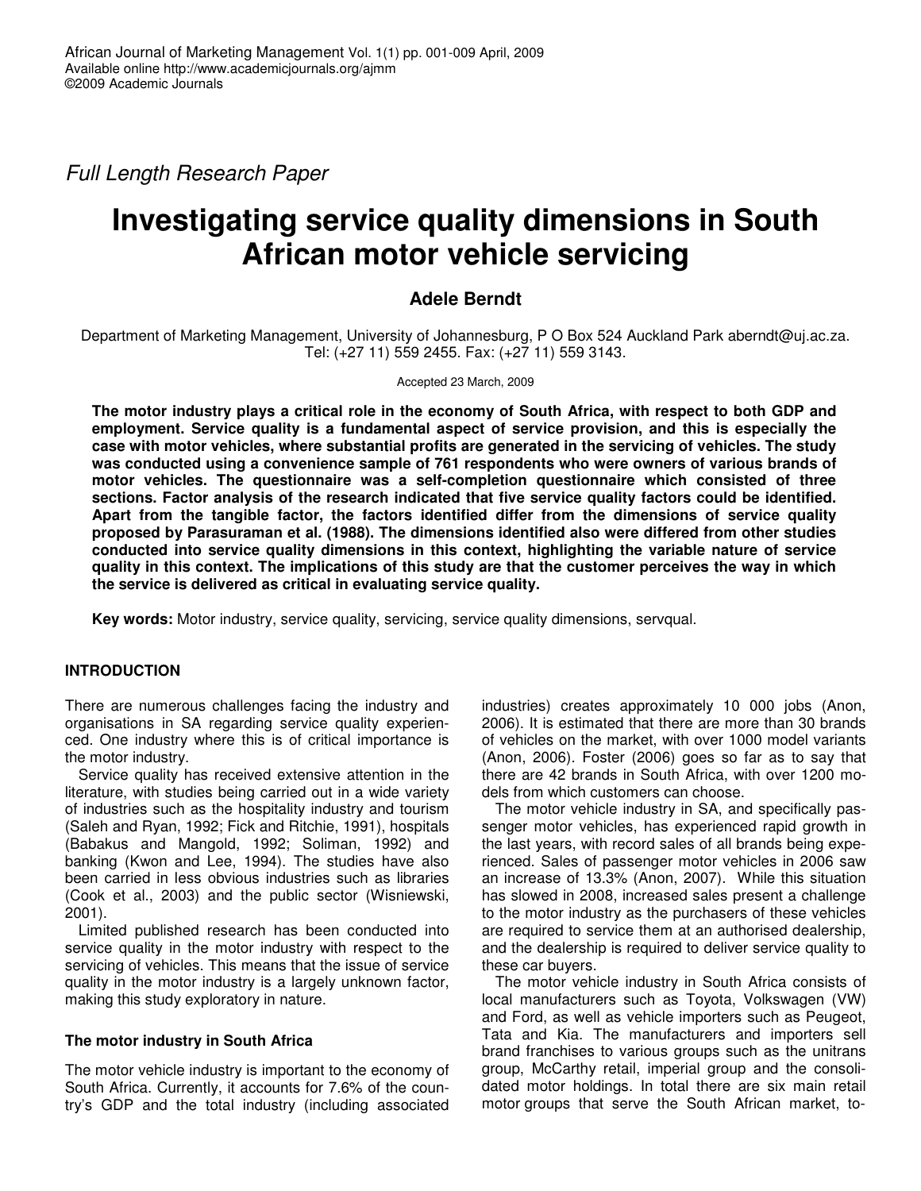*Full Length Research Paper*

# Investigating service quality dimensions in South African motor vehicle servicing

**Adele Berndt**

Department of Marketing Management, University of Johannesburg, P O Box 524 Auckland Park aberndt@uj.ac.za. Tel: (+27 11) 559 2455. Fax: (+27 11) 559 3143.

Accepted 23 March, 2009

**The motor industry plays a critical role in the economy of South Africa, with respect to both GDP and employment. Service quality is a fundamental aspect of service provision, and this is especially the case with motor vehicles, where substantial profits are generated in the servicing of vehicles. The study was conducted using a convenience sample of 761 respondents who were owners of various brands of motor vehicles. The questionnaire was a self-completion questionnaire which consisted of three sections. Factor analysis of the research indicated that five service quality factors could be identified. Apart from the tangible factor, the factors identified differ from the dimensions of service quality proposed by Parasuraman et al. (1988). The dimensions identified also were differed from other studies conducted into service quality dimensions in this context, highlighting the variable nature of service quality in this context. The implications of this study are that the customer perceives the way in which the service is delivered as critical in evaluating service quality.**

**Key words:** Motor industry, service quality, servicing, service quality dimensions, servqual.

## INTRODUCTION

There are numerous challenges facing the industry and organisations in SA regarding service quality experienced. One industry where this is of critical importance is the motor industry.

Service quality has received extensive attention in the literature, with studies being carried out in a wide variety of industries such as the hospitality industry and tourism (Saleh and Ryan, 1992; Fick and Ritchie, 1991), hospitals (Babakus and Mangold, 1992; Soliman, 1992) and banking (Kwon and Lee, 1994). The studies have also been carried in less obvious industries such as libraries (Cook et al., 2003) and the public sector (Wisniewski, 2001).

Limited published research has been conducted into service quality in the motor industry with respect to the servicing of vehicles. This means that the issue of service quality in the motor industry is a largely unknown factor, making this study exploratory in nature.

### The motor industry in South Africa

The motor vehicle industry is important to the economy of South Africa. Currently, it accounts for 7.6% of the country's GDP and the total industry (including associated industries) creates approximately 10 000 jobs (Anon, 2006). It is estimated that there are more than 30 brands of vehicles on the market, with over 1000 model variants (Anon, 2006). Foster (2006) goes so far as to say that there are 42 brands in South Africa, with over 1200 models from which customers can choose.

The motor vehicle industry in SA, and specifically passenger motor vehicles, has experienced rapid growth in the last years, with record sales of all brands being experienced. Sales of passenger motor vehicles in 2006 saw an increase of 13.3% (Anon, 2007). While this situation has slowed in 2008, increased sales present a challenge to the motor industry as the purchasers of these vehicles are required to service them at an authorised dealership, and the dealership is required to deliver service quality to these car buyers.

The motor vehicle industry in South Africa consists of local manufacturers such as Toyota, Volkswagen (VW) and Ford, as well as vehicle importers such as Peugeot, Tata and Kia. The manufacturers and importers sell brand franchises to various groups such as the unitrans group, McCarthy retail, imperial group and the consolidated motor holdings. In total there are six main retail motor groups that serve the South African market, to-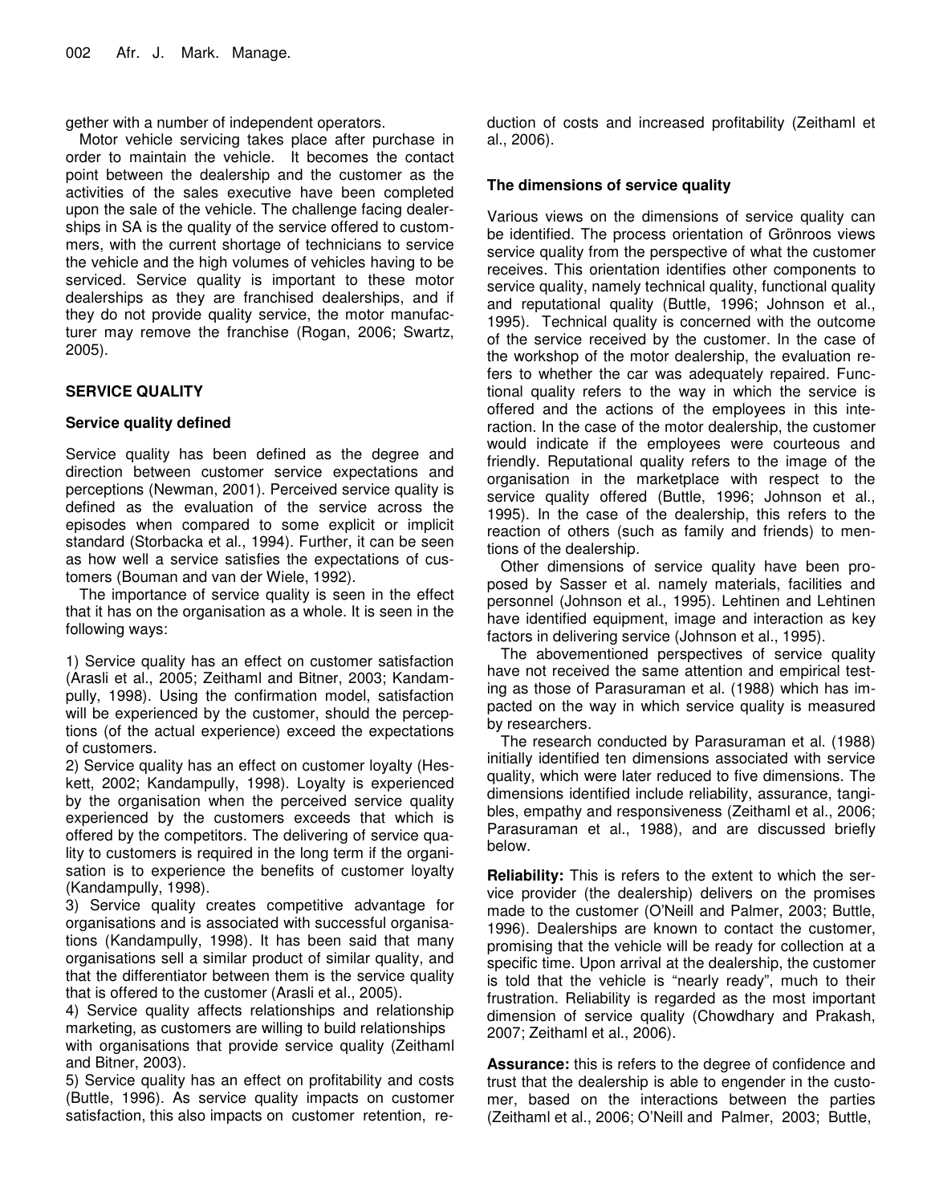gether with a number of independent operators.

Motor vehicle servicing takes place after purchase in order to maintain the vehicle. It becomes the contact point between the dealership and the customer as the activities of the sales executive have been completed upon the sale of the vehicle. The challenge facing dealerships in SA is the quality of the service offered to customers, with the current shortage of technicians to service the vehicle and the high volumes of vehicles having to be serviced. Service quality is important to these motor dealerships as they are franchised dealerships, and if they do not provide quality service, the motor manufacturer may remove the franchise (Rogan, 2006; Swartz, 2005).

## SERVICE QUALITY

### Service quality defined

Service quality has been defined as the degree and direction between customer service expectations and perceptions (Newman, 2001). Perceived service quality is defined as the evaluation of the service across the episodes when compared to some explicit or implicit standard (Storbacka et al., 1994). Further, it can be seen as how well a service satisfies the expectations of customers (Bouman and van der Wiele, 1992).

The importance of service quality is seen in the effect that it has on the organisation as a whole. It is seen in the following ways:

1) Service quality has an effect on customer satisfaction (Arasli et al., 2005; Zeithaml and Bitner, 2003; Kandampully, 1998). Using the confirmation model, satisfaction will be experienced by the customer, should the perceptions (of the actual experience) exceed the expectations of customers.

2) Service quality has an effect on customer loyalty (Heskett, 2002; Kandampully, 1998). Loyalty is experienced by the organisation when the perceived service quality experienced by the customers exceeds that which is offered by the competitors. The delivering of service quality to customers is required in the long term if the organisation is to experience the benefits of customer loyalty (Kandampully, 1998).

3) Service quality creates competitive advantage for organisations and is associated with successful organisations (Kandampully, 1998). It has been said that many organisations sell a similar product of similar quality, and that the differentiator between them is the service quality that is offered to the customer (Arasli et al., 2005).

4) Service quality affects relationships and relationship marketing, as customers are willing to build relationships with organisations that provide service quality (Zeithaml and Bitner, 2003).

5) Service quality has an effect on profitability and costs (Buttle, 1996). As service quality impacts on customer satisfaction, this also impacts on customer retention, reduction of costs and increased profitability (Zeithaml et al., 2006).

### The dimensions of service quality

Various views on the dimensions of service quality can be identified. The process orientation of Grönroos views service quality from the perspective of what the customer receives. This orientation identifies other components to service quality, namely technical quality, functional quality and reputational quality (Buttle, 1996; Johnson et al., 1995). Technical quality is concerned with the outcome of the service received by the customer. In the case of the workshop of the motor dealership, the evaluation refers to whether the car was adequately repaired. Functional quality refers to the way in which the service is offered and the actions of the employees in this interaction. In the case of the motor dealership, the customer would indicate if the employees were courteous and friendly. Reputational quality refers to the image of the organisation in the marketplace with respect to the service quality offered (Buttle, 1996; Johnson et al., 1995). In the case of the dealership, this refers to the reaction of others (such as family and friends) to mentions of the dealership.

Other dimensions of service quality have been proposed by Sasser et al. namely materials, facilities and personnel (Johnson et al., 1995). Lehtinen and Lehtinen have identified equipment, image and interaction as key factors in delivering service (Johnson et al., 1995).

The abovementioned perspectives of service quality have not received the same attention and empirical testing as those of Parasuraman et al. (1988) which has impacted on the way in which service quality is measured by researchers.

The research conducted by Parasuraman et al. (1988) initially identified ten dimensions associated with service quality, which were later reduced to five dimensions. The dimensions identified include reliability, assurance, tangibles, empathy and responsiveness (Zeithaml et al., 2006; Parasuraman et al., 1988), and are discussed briefly below.

**Reliability:** This is refers to the extent to which the service provider (the dealership) delivers on the promises made to the customer (O'Neill and Palmer, 2003; Buttle, 1996). Dealerships are known to contact the customer, promising that the vehicle will be ready for collection at a specific time. Upon arrival at the dealership, the customer is told that the vehicle is "nearly ready", much to their frustration. Reliability is regarded as the most important dimension of service quality (Chowdhary and Prakash, 2007; Zeithaml et al., 2006).

**Assurance:** this is refers to the degree of confidence and trust that the dealership is able to engender in the customer, based on the interactions between the parties (Zeithaml et al., 2006; O'Neill and Palmer, 2003; Buttle,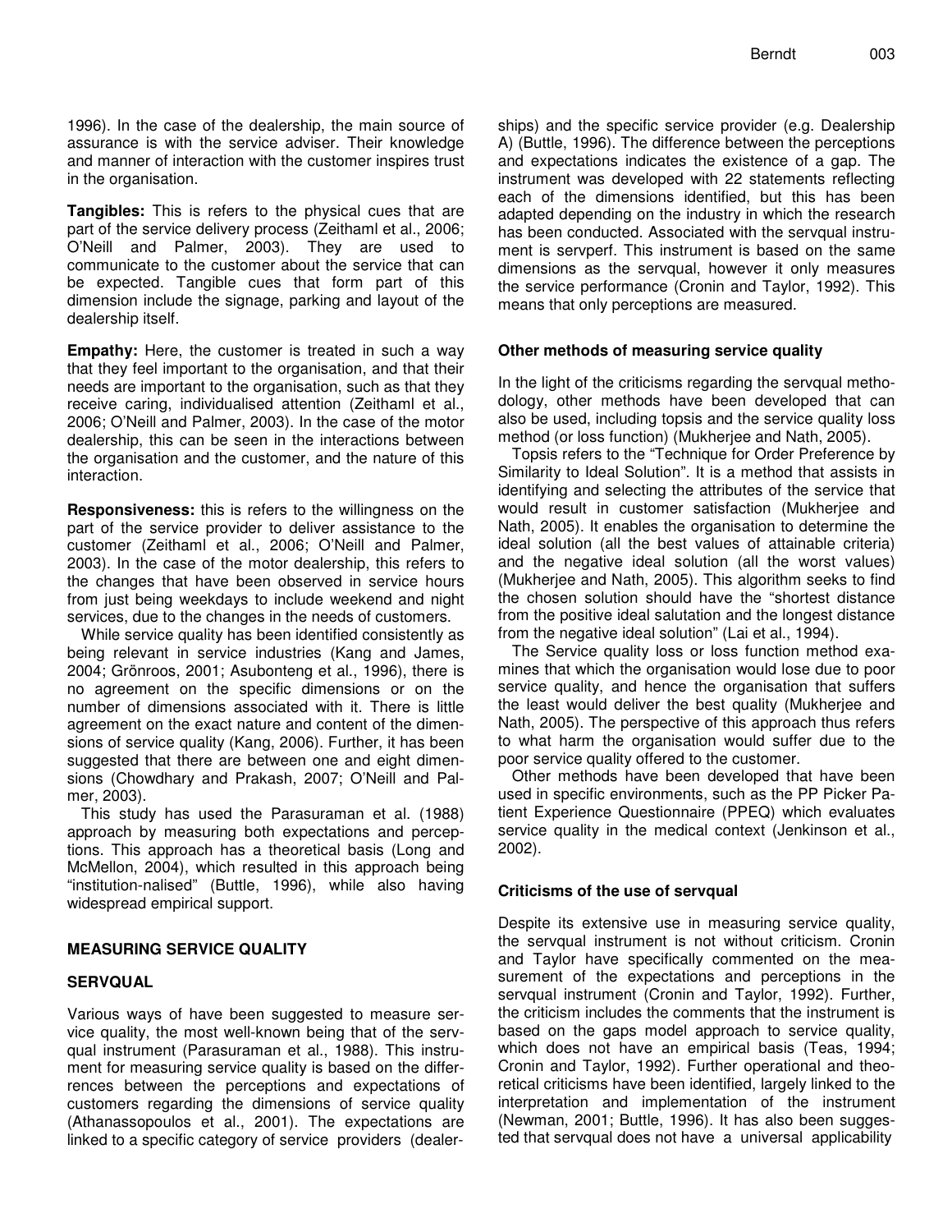1996). In the case of the dealership, the main source of assurance is with the service adviser. Their knowledge and manner of interaction with the customer inspires trust in the organisation.

**Tangibles:** This is refers to the physical cues that are part of the service delivery process (Zeithaml et al., 2006; O'Neill and Palmer, 2003). They are used to communicate to the customer about the service that can be expected. Tangible cues that form part of this dimension include the signage, parking and layout of the dealership itself.

**Empathy:** Here, the customer is treated in such a way that they feel important to the organisation, and that their needs are important to the organisation, such as that they receive caring, individualised attention (Zeithaml et al., 2006; O'Neill and Palmer, 2003). In the case of the motor dealership, this can be seen in the interactions between the organisation and the customer, and the nature of this interaction.

**Responsiveness:** this is refers to the willingness on the part of the service provider to deliver assistance to the customer (Zeithaml et al., 2006; O'Neill and Palmer, 2003). In the case of the motor dealership, this refers to the changes that have been observed in service hours from just being weekdays to include weekend and night services, due to the changes in the needs of customers.

While service quality has been identified consistently as being relevant in service industries (Kang and James, 2004; Grönroos, 2001; Asubonteng et al., 1996), there is no agreement on the specific dimensions or on the number of dimensions associated with it. There is little agreement on the exact nature and content of the dimensions of service quality (Kang, 2006). Further, it has been suggested that there are between one and eight dimensions (Chowdhary and Prakash, 2007; O'Neill and Palmer, 2003).

This study has used the Parasuraman et al. (1988) approach by measuring both expectations and perceptions. This approach has a theoretical basis (Long and McMellon, 2004), which resulted in this approach being "institution-nalised" (Buttle, 1996), while also having widespread empirical support.

## MEASURING SERVICE QUALITY

### SERVQUAL

Various ways of have been suggested to measure service quality, the most well-known being that of the servqual instrument (Parasuraman et al., 1988). This instrument for measuring service quality is based on the differences between the perceptions and expectations of customers regarding the dimensions of service quality (Athanassopoulos et al., 2001). The expectations are linked to a specific category of service providers (dealerships) and the specific service provider (e.g. Dealership A) (Buttle, 1996). The difference between the perceptions and expectations indicates the existence of a gap. The instrument was developed with 22 statements reflecting each of the dimensions identified, but this has been adapted depending on the industry in which the research has been conducted. Associated with the servqual instrument is servperf. This instrument is based on the same dimensions as the servqual, however it only measures the service performance (Cronin and Taylor, 1992). This means that only perceptions are measured.

### Other methods of measuring service quality

In the light of the criticisms regarding the servqual methodology, other methods have been developed that can also be used, including topsis and the service quality loss method (or loss function) (Mukherjee and Nath, 2005).

Topsis refers to the "Technique for Order Preference by Similarity to Ideal Solution". It is a method that assists in identifying and selecting the attributes of the service that would result in customer satisfaction (Mukherjee and Nath, 2005). It enables the organisation to determine the ideal solution (all the best values of attainable criteria) and the negative ideal solution (all the worst values) (Mukherjee and Nath, 2005). This algorithm seeks to find the chosen solution should have the "shortest distance from the positive ideal salutation and the longest distance from the negative ideal solution" (Lai et al., 1994).

The Service quality loss or loss function method examines that which the organisation would lose due to poor service quality, and hence the organisation that suffers the least would deliver the best quality (Mukherjee and Nath, 2005). The perspective of this approach thus refers to what harm the organisation would suffer due to the poor service quality offered to the customer.

Other methods have been developed that have been used in specific environments, such as the PP Picker Patient Experience Questionnaire (PPEQ) which evaluates service quality in the medical context (Jenkinson et al., 2002).

### Criticisms of the use of servqual

Despite its extensive use in measuring service quality, the servqual instrument is not without criticism. Cronin and Taylor have specifically commented on the measurement of the expectations and perceptions in the servqual instrument (Cronin and Taylor, 1992). Further, the criticism includes the comments that the instrument is based on the gaps model approach to service quality, which does not have an empirical basis (Teas, 1994; Cronin and Taylor, 1992). Further operational and theoretical criticisms have been identified, largely linked to the interpretation and implementation of the instrument (Newman, 2001; Buttle, 1996). It has also been suggested that servqual does not have a universal applicability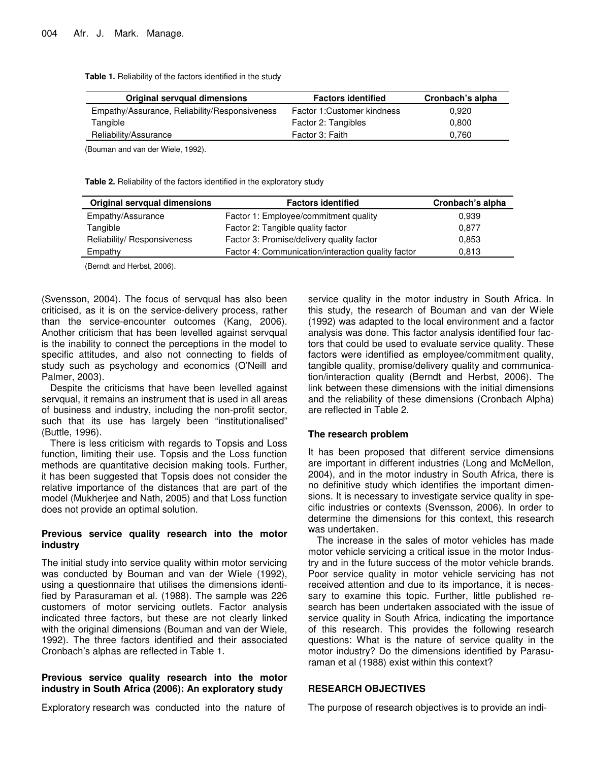**Table 1.** Reliability of the factors identified in the study

| Original servqual dimensions | Factors identified | Cronbach's alpha |
|---|---|---|
| Empathy/Assurance, Reliability/Responsiveness | Factor 1:Customer kindness | 0,920 |
| Tangible | Factor 2: Tangibles | 0,800 |
| Reliability/Assurance | Factor 3: Faith | 0,760 |

(Bouman and van der Wiele, 1992).

**Table 2.** Reliability of the factors identified in the exploratory study

| Original servqual dimensions | Factors identified | Cronbach's alpha |
|---|---|---|
| Empathy/Assurance | Factor 1: Employee/commitment quality | 0,939 |
| Tangible | Factor 2: Tangible quality factor | 0,877 |
| Reliability/ Responsiveness | Factor 3: Promise/delivery quality factor | 0,853 |
| Empathy | Factor 4: Communication/interaction quality factor | 0,813 |

(Berndt and Herbst, 2006).

(Svensson, 2004). The focus of servqual has also been criticised, as it is on the service-delivery process, rather than the service-encounter outcomes (Kang, 2006). Another criticism that has been levelled against servqual is the inability to connect the perceptions in the model to specific attitudes, and also not connecting to fields of study such as psychology and economics (O'Neill and Palmer, 2003).

Despite the criticisms that have been levelled against servqual, it remains an instrument that is used in all areas of business and industry, including the non-profit sector, such that its use has largely been "institutionalised" (Buttle, 1996).

There is less criticism with regards to Topsis and Loss function, limiting their use. Topsis and the Loss function methods are quantitative decision making tools. Further, it has been suggested that Topsis does not consider the relative importance of the distances that are part of the model (Mukherjee and Nath, 2005) and that Loss function does not provide an optimal solution.

### Previous service quality research into the motor industry

The initial study into service quality within motor servicing was conducted by Bouman and van der Wiele (1992), using a questionnaire that utilises the dimensions identified by Parasuraman et al. (1988). The sample was 226 customers of motor servicing outlets. Factor analysis indicated three factors, but these are not clearly linked with the original dimensions (Bouman and van der Wiele, 1992). The three factors identified and their associated Cronbach's alphas are reflected in Table 1.

### Previous service quality research into the motor industry in South Africa (2006): An exploratory study

Exploratory research was conducted into the nature of service quality in the motor industry in South Africa. In this study, the research of Bouman and van der Wiele (1992) was adapted to the local environment and a factor analysis was done. This factor analysis identified four factors that could be used to evaluate service quality. These factors were identified as employee/commitment quality, tangible quality, promise/delivery quality and communication/interaction quality (Berndt and Herbst, 2006). The link between these dimensions with the initial dimensions and the reliability of these dimensions (Cronbach Alpha) are reflected in Table 2.

### The research problem

It has been proposed that different service dimensions are important in different industries (Long and McMellon, 2004), and in the motor industry in South Africa, there is no definitive study which identifies the important dimensions. It is necessary to investigate service quality in specific industries or contexts (Svensson, 2006). In order to determine the dimensions for this context, this research was undertaken.

The increase in the sales of motor vehicles has made motor vehicle servicing a critical issue in the motor Industry and in the future success of the motor vehicle brands. Poor service quality in motor vehicle servicing has not received attention and due to its importance, it is necessary to examine this topic. Further, little published research has been undertaken associated with the issue of service quality in South Africa, indicating the importance of this research. This provides the following research questions: What is the nature of service quality in the motor industry? Do the dimensions identified by Parasuraman et al (1988) exist within this context?

## RESEARCH OBJECTIVES

The purpose of research objectives is to provide an indi-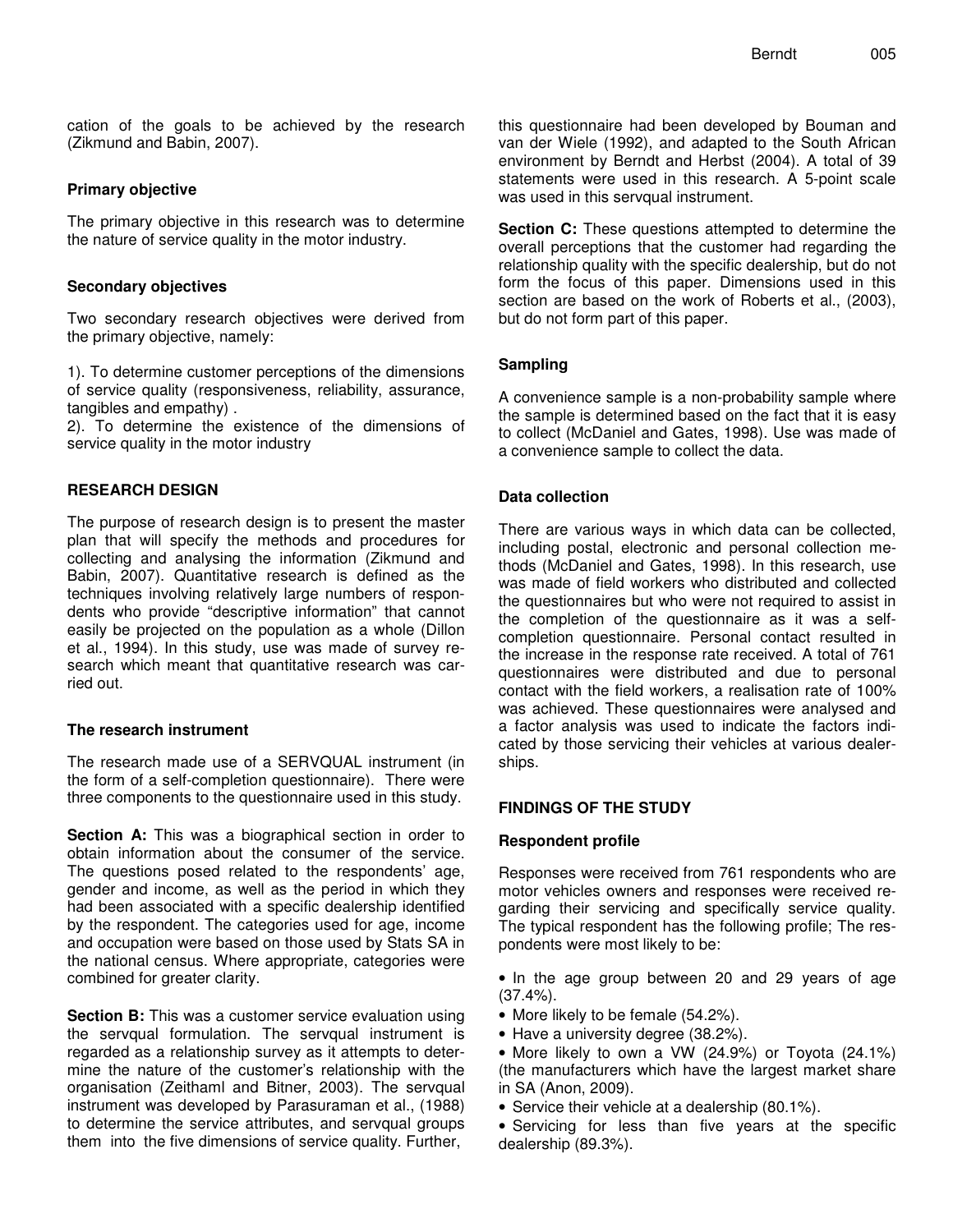cation of the goals to be achieved by the research (Zikmund and Babin, 2007).

### Primary objective

The primary objective in this research was to determine the nature of service quality in the motor industry.

### Secondary objectives

Two secondary research objectives were derived from the primary objective, namely:

1). To determine customer perceptions of the dimensions of service quality (responsiveness, reliability, assurance, tangibles and empathy) .
2). To determine the existence of the dimensions of service quality in the motor industry

## RESEARCH DESIGN

The purpose of research design is to present the master plan that will specify the methods and procedures for collecting and analysing the information (Zikmund and Babin, 2007). Quantitative research is defined as the techniques involving relatively large numbers of respondents who provide "descriptive information" that cannot easily be projected on the population as a whole (Dillon et al., 1994). In this study, use was made of survey research which meant that quantitative research was carried out.

### The research instrument

The research made use of a SERVQUAL instrument (in the form of a self-completion questionnaire). There were three components to the questionnaire used in this study.

**Section A:** This was a biographical section in order to obtain information about the consumer of the service. The questions posed related to the respondents' age, gender and income, as well as the period in which they had been associated with a specific dealership identified by the respondent. The categories used for age, income and occupation were based on those used by Stats SA in the national census. Where appropriate, categories were combined for greater clarity.

**Section B:** This was a customer service evaluation using the servqual formulation. The servqual instrument is regarded as a relationship survey as it attempts to determine the nature of the customer's relationship with the organisation (Zeithaml and Bitner, 2003). The servqual instrument was developed by Parasuraman et al., (1988) to determine the service attributes, and servqual groups them into the five dimensions of service quality. Further, this questionnaire had been developed by Bouman and van der Wiele (1992), and adapted to the South African environment by Berndt and Herbst (2004). A total of 39 statements were used in this research. A 5-point scale was used in this servqual instrument.

**Section C:** These questions attempted to determine the overall perceptions that the customer had regarding the relationship quality with the specific dealership, but do not form the focus of this paper. Dimensions used in this section are based on the work of Roberts et al., (2003), but do not form part of this paper.

### Sampling

A convenience sample is a non-probability sample where the sample is determined based on the fact that it is easy to collect (McDaniel and Gates, 1998). Use was made of a convenience sample to collect the data.

### Data collection

There are various ways in which data can be collected, including postal, electronic and personal collection methods (McDaniel and Gates, 1998). In this research, use was made of field workers who distributed and collected the questionnaires but who were not required to assist in the completion of the questionnaire as it was a self-completion questionnaire. Personal contact resulted in the increase in the response rate received. A total of 761 questionnaires were distributed and due to personal contact with the field workers, a realisation rate of 100% was achieved. These questionnaires were analysed and a factor analysis was used to indicate the factors indicated by those servicing their vehicles at various dealerships.

## FINDINGS OF THE STUDY

### Respondent profile

Responses were received from 761 respondents who are motor vehicles owners and responses were received regarding their servicing and specifically service quality. The typical respondent has the following profile; The respondents were most likely to be:

- In the age group between 20 and 29 years of age (37.4%).
- More likely to be female (54.2%).
- Have a university degree (38.2%).
- More likely to own a VW (24.9%) or Toyota (24.1%) (the manufacturers which have the largest market share in SA (Anon, 2009).
- Service their vehicle at a dealership (80.1%).
- Servicing for less than five years at the specific dealership (89.3%).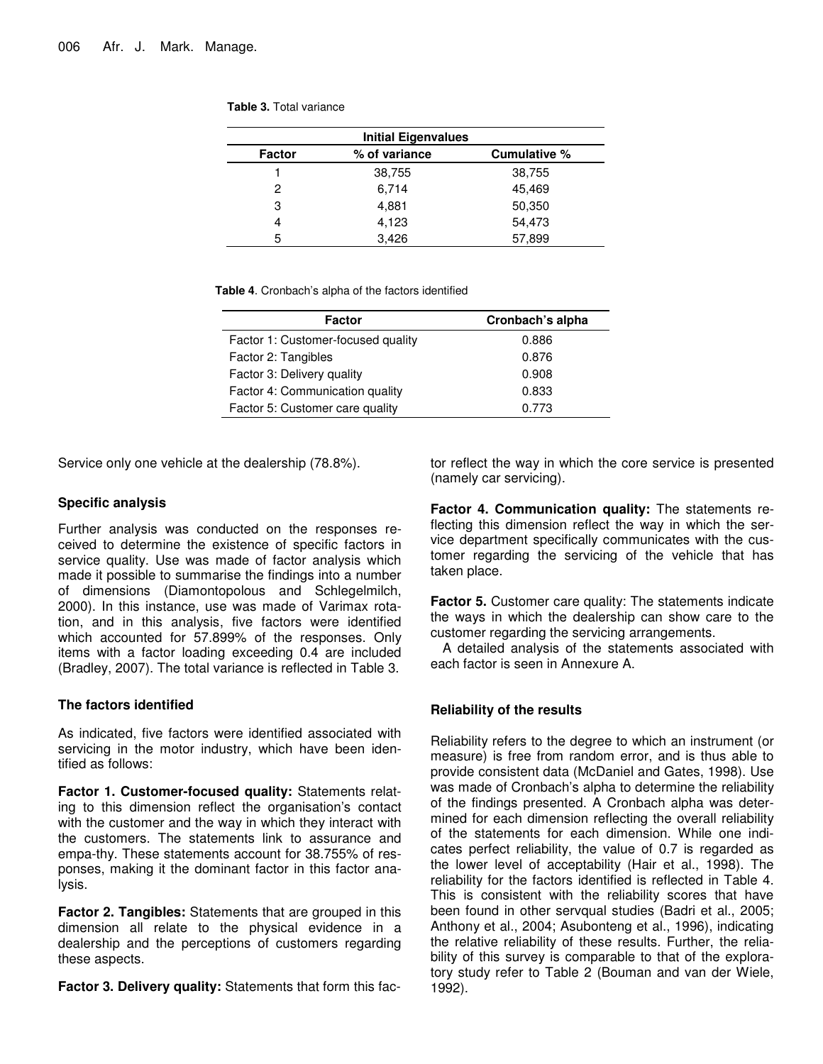**Table 3.** Total variance

| Initial Eigenvalues | | |
|---|---|---|
| **Factor** | **% of variance** | **Cumulative %** |
| 1 | 38,755 | 38,755 |
| 2 | 6,714 | 45,469 |
| 3 | 4,881 | 50,350 |
| 4 | 4,123 | 54,473 |
| 5 | 3,426 | 57,899 |

**Table 4**. Cronbach's alpha of the factors identified

| Factor | Cronbach's alpha |
|---|---|
| Factor 1: Customer-focused quality | 0.886 |
| Factor 2: Tangibles | 0.876 |
| Factor 3: Delivery quality | 0.908 |
| Factor 4: Communication quality | 0.833 |
| Factor 5: Customer care quality | 0.773 |

Service only one vehicle at the dealership (78.8%).

### Specific analysis

Further analysis was conducted on the responses received to determine the existence of specific factors in service quality. Use was made of factor analysis which made it possible to summarise the findings into a number of dimensions (Diamontopolous and Schlegelmilch, 2000). In this instance, use was made of Varimax rotation, and in this analysis, five factors were identified which accounted for 57.899% of the responses. Only items with a factor loading exceeding 0.4 are included (Bradley, 2007). The total variance is reflected in Table 3.

### The factors identified

As indicated, five factors were identified associated with servicing in the motor industry, which have been identified as follows:

**Factor 1. Customer-focused quality:** Statements relating to this dimension reflect the organisation's contact with the customer and the way in which they interact with the customers. The statements link to assurance and empa-thy. These statements account for 38.755% of responses, making it the dominant factor in this factor analysis.

**Factor 2. Tangibles:** Statements that are grouped in this dimension all relate to the physical evidence in a dealership and the perceptions of customers regarding these aspects.

**Factor 3. Delivery quality:** Statements that form this factor reflect the way in which the core service is presented (namely car servicing).

**Factor 4. Communication quality:** The statements reflecting this dimension reflect the way in which the service department specifically communicates with the customer regarding the servicing of the vehicle that has taken place.

**Factor 5.** Customer care quality: The statements indicate the ways in which the dealership can show care to the customer regarding the servicing arrangements.

A detailed analysis of the statements associated with each factor is seen in Annexure A.

### Reliability of the results

Reliability refers to the degree to which an instrument (or measure) is free from random error, and is thus able to provide consistent data (McDaniel and Gates, 1998). Use was made of Cronbach's alpha to determine the reliability of the findings presented. A Cronbach alpha was determined for each dimension reflecting the overall reliability of the statements for each dimension. While one indicates perfect reliability, the value of 0.7 is regarded as the lower level of acceptability (Hair et al., 1998). The reliability for the factors identified is reflected in Table 4. This is consistent with the reliability scores that have been found in other servqual studies (Badri et al., 2005; Anthony et al., 2004; Asubonteng et al., 1996), indicating the relative reliability of these results. Further, the reliability of this survey is comparable to that of the exploratory study refer to Table 2 (Bouman and van der Wiele, 1992).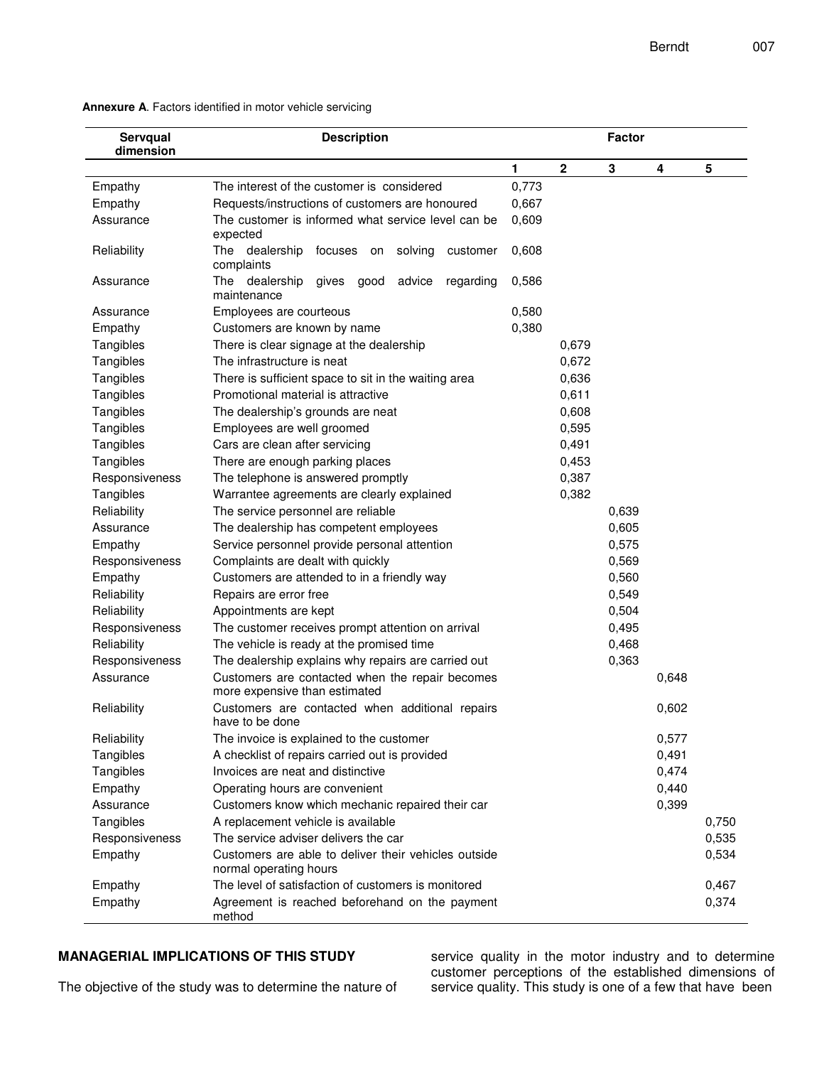**Annexure A**. Factors identified in motor vehicle servicing

| Servqual dimension | Description | Factor | | | | |
|---|---|---|---|---|---|---|
| | | 1 | 2 | 3 | 4 | 5 |
| Empathy | The interest of the customer is considered | 0,773 | | | | |
| Empathy | Requests/instructions of customers are honoured | 0,667 | | | | |
| Assurance | The customer is informed what service level can be expected | 0,609 | | | | |
| Reliability | The dealership focuses on solving customer complaints | 0,608 | | | | |
| Assurance | The dealership gives good advice regarding maintenance | 0,586 | | | | |
| Assurance | Employees are courteous | 0,580 | | | | |
| Empathy | Customers are known by name | 0,380 | | | | |
| Tangibles | There is clear signage at the dealership | | 0,679 | | | |
| Tangibles | The infrastructure is neat | | 0,672 | | | |
| Tangibles | There is sufficient space to sit in the waiting area | | 0,636 | | | |
| Tangibles | Promotional material is attractive | | 0,611 | | | |
| Tangibles | The dealership's grounds are neat | | 0,608 | | | |
| Tangibles | Employees are well groomed | | 0,595 | | | |
| Tangibles | Cars are clean after servicing | | 0,491 | | | |
| Tangibles | There are enough parking places | | 0,453 | | | |
| Responsiveness | The telephone is answered promptly | | 0,387 | | | |
| Tangibles | Warrantee agreements are clearly explained | | 0,382 | | | |
| Reliability | The service personnel are reliable | | | 0,639 | | |
| Assurance | The dealership has competent employees | | | 0,605 | | |
| Empathy | Service personnel provide personal attention | | | 0,575 | | |
| Responsiveness | Complaints are dealt with quickly | | | 0,569 | | |
| Empathy | Customers are attended to in a friendly way | | | 0,560 | | |
| Reliability | Repairs are error free | | | 0,549 | | |
| Reliability | Appointments are kept | | | 0,504 | | |
| Responsiveness | The customer receives prompt attention on arrival | | | 0,495 | | |
| Reliability | The vehicle is ready at the promised time | | | 0,468 | | |
| Responsiveness | The dealership explains why repairs are carried out | | | 0,363 | | |
| Assurance | Customers are contacted when the repair becomes more expensive than estimated | | | | 0,648 | |
| Reliability | Customers are contacted when additional repairs have to be done | | | | 0,602 | |
| Reliability | The invoice is explained to the customer | | | | 0,577 | |
| Tangibles | A checklist of repairs carried out is provided | | | | 0,491 | |
| Tangibles | Invoices are neat and distinctive | | | | 0,474 | |
| Empathy | Operating hours are convenient | | | | 0,440 | |
| Assurance | Customers know which mechanic repaired their car | | | | 0,399 | |
| Tangibles | A replacement vehicle is available | | | | | 0,750 |
| Responsiveness | The service adviser delivers the car | | | | | 0,535 |
| Empathy | Customers are able to deliver their vehicles outside normal operating hours | | | | | 0,534 |
| Empathy | The level of satisfaction of customers is monitored | | | | | 0,467 |
| Empathy | Agreement is reached beforehand on the payment method | | | | | 0,374 |

## MANAGERIAL IMPLICATIONS OF THIS STUDY

The objective of the study was to determine the nature of service quality in the motor industry and to determine customer perceptions of the established dimensions of service quality. This study is one of a few that have been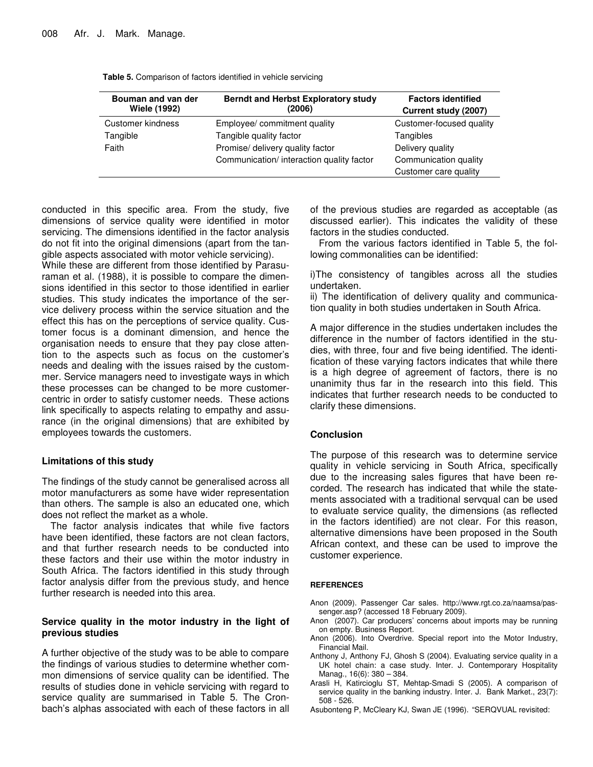**Table 5.** Comparison of factors identified in vehicle servicing

| Bouman and van der Wiele (1992) | Berndt and Herbst Exploratory study (2006) | Factors identified Current study (2007) |
|---|---|---|
| Customer kindness | Employee/ commitment quality | Customer-focused quality |
| Tangible | Tangible quality factor | Tangibles |
| Faith | Promise/ delivery quality factor | Delivery quality |
| | Communication/ interaction quality factor | Communication quality |
| | | Customer care quality |

conducted in this specific area. From the study, five dimensions of service quality were identified in motor servicing. The dimensions identified in the factor analysis do not fit into the original dimensions (apart from the tangible aspects associated with motor vehicle servicing).

While these are different from those identified by Parasuraman et al. (1988), it is possible to compare the dimensions identified in this sector to those identified in earlier studies. This study indicates the importance of the service delivery process within the service situation and the effect this has on the perceptions of service quality. Customer focus is a dominant dimension, and hence the organisation needs to ensure that they pay close attention to the aspects such as focus on the customer's needs and dealing with the issues raised by the custommer. Service managers need to investigate ways in which these processes can be changed to be more customer-centric in order to satisfy customer needs. These actions link specifically to aspects relating to empathy and assurance (in the original dimensions) that are exhibited by employees towards the customers.

### Limitations of this study

The findings of the study cannot be generalised across all motor manufacturers as some have wider representation than others. The sample is also an educated one, which does not reflect the market as a whole.

The factor analysis indicates that while five factors have been identified, these factors are not clean factors, and that further research needs to be conducted into these factors and their use within the motor industry in South Africa. The factors identified in this study through factor analysis differ from the previous study, and hence further research is needed into this area.

### Service quality in the motor industry in the light of previous studies

A further objective of the study was to be able to compare the findings of various studies to determine whether common dimensions of service quality can be identified. The results of studies done in vehicle servicing with regard to service quality are summarised in Table 5. The Cronbach's alphas associated with each of these factors in all of the previous studies are regarded as acceptable (as discussed earlier). This indicates the validity of these factors in the studies conducted.

From the various factors identified in Table 5, the following commonalities can be identified:

i)The consistency of tangibles across all the studies undertaken.
ii) The identification of delivery quality and communication quality in both studies undertaken in South Africa.

A major difference in the studies undertaken includes the difference in the number of factors identified in the studies, with three, four and five being identified. The identification of these varying factors indicates that while there is a high degree of agreement of factors, there is no unanimity thus far in the research into this field. This indicates that further research needs to be conducted to clarify these dimensions.

## Conclusion

The purpose of this research was to determine service quality in vehicle servicing in South Africa, specifically due to the increasing sales figures that have been recorded. The research has indicated that while the statements associated with a traditional servqual can be used to evaluate service quality, the dimensions (as reflected in the factors identified) are not clear. For this reason, alternative dimensions have been proposed in the South African context, and these can be used to improve the customer experience.

## REFERENCES

Anon (2009). Passenger Car sales. http://www.rgt.co.za/naamsa/passenger.asp? (accessed 18 February 2009).

Anon (2007). Car producers' concerns about imports may be running on empty. Business Report.

Anon (2006). Into Overdrive. Special report into the Motor Industry, Financial Mail.

Anthony J, Anthony FJ, Ghosh S (2004). Evaluating service quality in a UK hotel chain: a case study. Inter. J. Contemporary Hospitality Manag., 16(6): 380 – 384.

Arasli H, Katircioglu ST, Mehtap-Smadi S (2005). A comparison of service quality in the banking industry. Inter. J. Bank Market., 23(7): 508 - 526.

Asubonteng P, McCleary KJ, Swan JE (1996). "SERQVUAL revisited: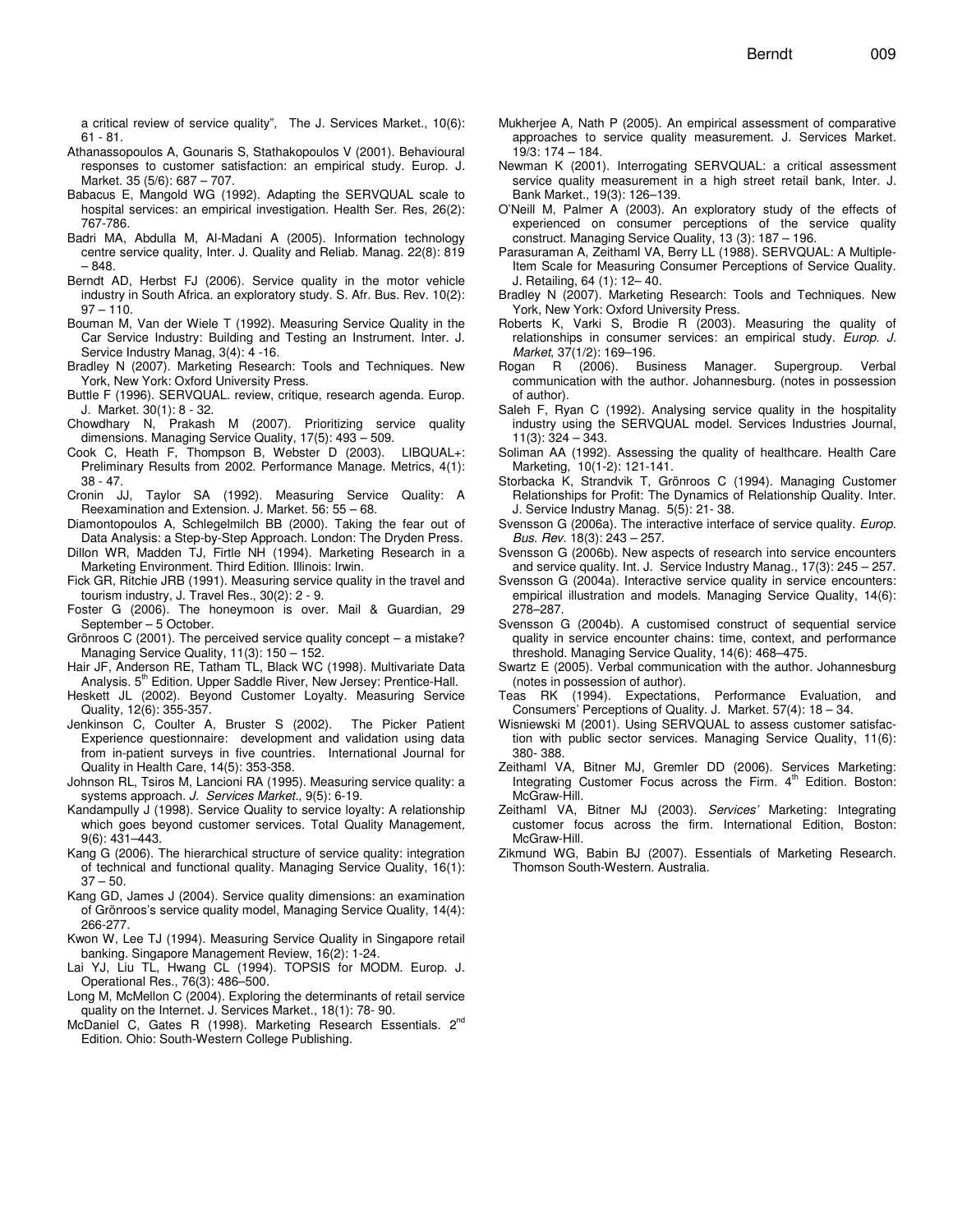a critical review of service quality", The J. Services Market., 10(6): 61 - 81.

Athanassopoulos A, Gounaris S, Stathakopoulos V (2001). Behavioural responses to customer satisfaction: an empirical study. Europ. J. Market. 35 (5/6): 687 – 707.

Babacus E, Mangold WG (1992). Adapting the SERVQUAL scale to hospital services: an empirical investigation. Health Ser. Res, 26(2): 767-786.

Badri MA, Abdulla M, Al-Madani A (2005). Information technology centre service quality, Inter. J. Quality and Reliab. Manag. 22(8): 819 – 848.

Berndt AD, Herbst FJ (2006). Service quality in the motor vehicle industry in South Africa. an exploratory study. S. Afr. Bus. Rev. 10(2): 97 – 110.

Bouman M, Van der Wiele T (1992). Measuring Service Quality in the Car Service Industry: Building and Testing an Instrument. Inter. J. Service Industry Manag, 3(4): 4 -16.

Bradley N (2007). Marketing Research: Tools and Techniques. New York, New York: Oxford University Press.

Buttle F (1996). SERVQUAL. review, critique, research agenda. Europ. J. Market. 30(1): 8 - 32.

Chowdhary N, Prakash M (2007). Prioritizing service quality dimensions. Managing Service Quality, 17(5): 493 – 509.

Cook C, Heath F, Thompson B, Webster D (2003). LIBQUAL+: Preliminary Results from 2002. Performance Manage. Metrics, 4(1): 38 - 47.

Cronin JJ, Taylor SA (1992). Measuring Service Quality: A Reexamination and Extension. J. Market. 56: 55 – 68.

Diamontopoulos A, Schlegelmilch BB (2000). Taking the fear out of Data Analysis: a Step-by-Step Approach. London: The Dryden Press.

Dillon WR, Madden TJ, Firtle NH (1994). Marketing Research in a Marketing Environment. Third Edition. Illinois: Irwin.

Fick GR, Ritchie JRB (1991). Measuring service quality in the travel and tourism industry, J. Travel Res., 30(2): 2 - 9.

Foster G (2006). The honeymoon is over. Mail & Guardian, 29 September – 5 October.

Grönroos C (2001). The perceived service quality concept – a mistake? Managing Service Quality, 11(3): 150 – 152.

Hair JF, Anderson RE, Tatham TL, Black WC (1998). Multivariate Data Analysis. 5th Edition. Upper Saddle River, New Jersey: Prentice-Hall.

Heskett JL (2002). Beyond Customer Loyalty. Measuring Service Quality, 12(6): 355-357.

Jenkinson C, Coulter A, Bruster S (2002). The Picker Patient Experience questionnaire: development and validation using data from in-patient surveys in five countries. International Journal for Quality in Health Care, 14(5): 353-358.

Johnson RL, Tsiros M, Lancioni RA (1995). Measuring service quality: a systems approach. *J. Services Market*., 9(5): 6-19.

Kandampully J (1998). Service Quality to service loyalty: A relationship which goes beyond customer services. Total Quality Management, 9(6): 431–443.

Kang G (2006). The hierarchical structure of service quality: integration of technical and functional quality. Managing Service Quality, 16(1): 37 – 50.

Kang GD, James J (2004). Service quality dimensions: an examination of Grönroos's service quality model, Managing Service Quality, 14(4): 266-277.

Kwon W, Lee TJ (1994). Measuring Service Quality in Singapore retail banking. Singapore Management Review, 16(2): 1-24.

Lai YJ, Liu TL, Hwang CL (1994). TOPSIS for MODM. Europ. J. Operational Res., 76(3): 486–500.

Long M, McMellon C (2004). Exploring the determinants of retail service quality on the Internet. J. Services Market., 18(1): 78- 90.

McDaniel C, Gates R (1998). Marketing Research Essentials. 2nd Edition. Ohio: South-Western College Publishing.

Mukherjee A, Nath P (2005). An empirical assessment of comparative approaches to service quality measurement. J. Services Market. 19/3: 174 – 184.

Newman K (2001). Interrogating SERVQUAL: a critical assessment service quality measurement in a high street retail bank, Inter. J. Bank Market., 19(3): 126–139.

O'Neill M, Palmer A (2003). An exploratory study of the effects of experienced on consumer perceptions of the service quality construct. Managing Service Quality, 13 (3): 187 – 196.

Parasuraman A, Zeithaml VA, Berry LL (1988). SERVQUAL: A Multiple-Item Scale for Measuring Consumer Perceptions of Service Quality. J. Retailing, 64 (1): 12– 40.

Bradley N (2007). Marketing Research: Tools and Techniques. New York, New York: Oxford University Press.

Roberts K, Varki S, Brodie R (2003). Measuring the quality of relationships in consumer services: an empirical study. *Europ. J. Market*, 37(1/2): 169–196.

Rogan R (2006). Business Manager. Supergroup. Verbal communication with the author. Johannesburg. (notes in possession of author).

Saleh F, Ryan C (1992). Analysing service quality in the hospitality industry using the SERVQUAL model. Services Industries Journal, 11(3): 324 – 343.

Soliman AA (1992). Assessing the quality of healthcare. Health Care Marketing, 10(1-2): 121-141.

Storbacka K, Strandvik T, Grönroos C (1994). Managing Customer Relationships for Profit: The Dynamics of Relationship Quality. Inter. J. Service Industry Manag. 5(5): 21- 38.

Svensson G (2006a). The interactive interface of service quality. *Europ. Bus. Rev.* 18(3): 243 – 257.

Svensson G (2006b). New aspects of research into service encounters and service quality. Int. J. Service Industry Manag., 17(3): 245 – 257.

Svensson G (2004a). Interactive service quality in service encounters: empirical illustration and models. Managing Service Quality, 14(6): 278–287.

Svensson G (2004b). A customised construct of sequential service quality in service encounter chains: time, context, and performance threshold. Managing Service Quality, 14(6): 468–475.

Swartz E (2005). Verbal communication with the author. Johannesburg (notes in possession of author).

Teas RK (1994). Expectations, Performance Evaluation, and Consumers' Perceptions of Quality. J. Market. 57(4): 18 – 34.

Wisniewski M (2001). Using SERVQUAL to assess customer satisfaction with public sector services. Managing Service Quality, 11(6): 380- 388.

Zeithaml VA, Bitner MJ, Gremler DD (2006). Services Marketing: Integrating Customer Focus across the Firm. 4th Edition. Boston: McGraw-Hill.

Zeithaml VA, Bitner MJ (2003). *Services'* Marketing: Integrating customer focus across the firm. International Edition, Boston: McGraw-Hill.

Zikmund WG, Babin BJ (2007). Essentials of Marketing Research. Thomson South-Western. Australia.